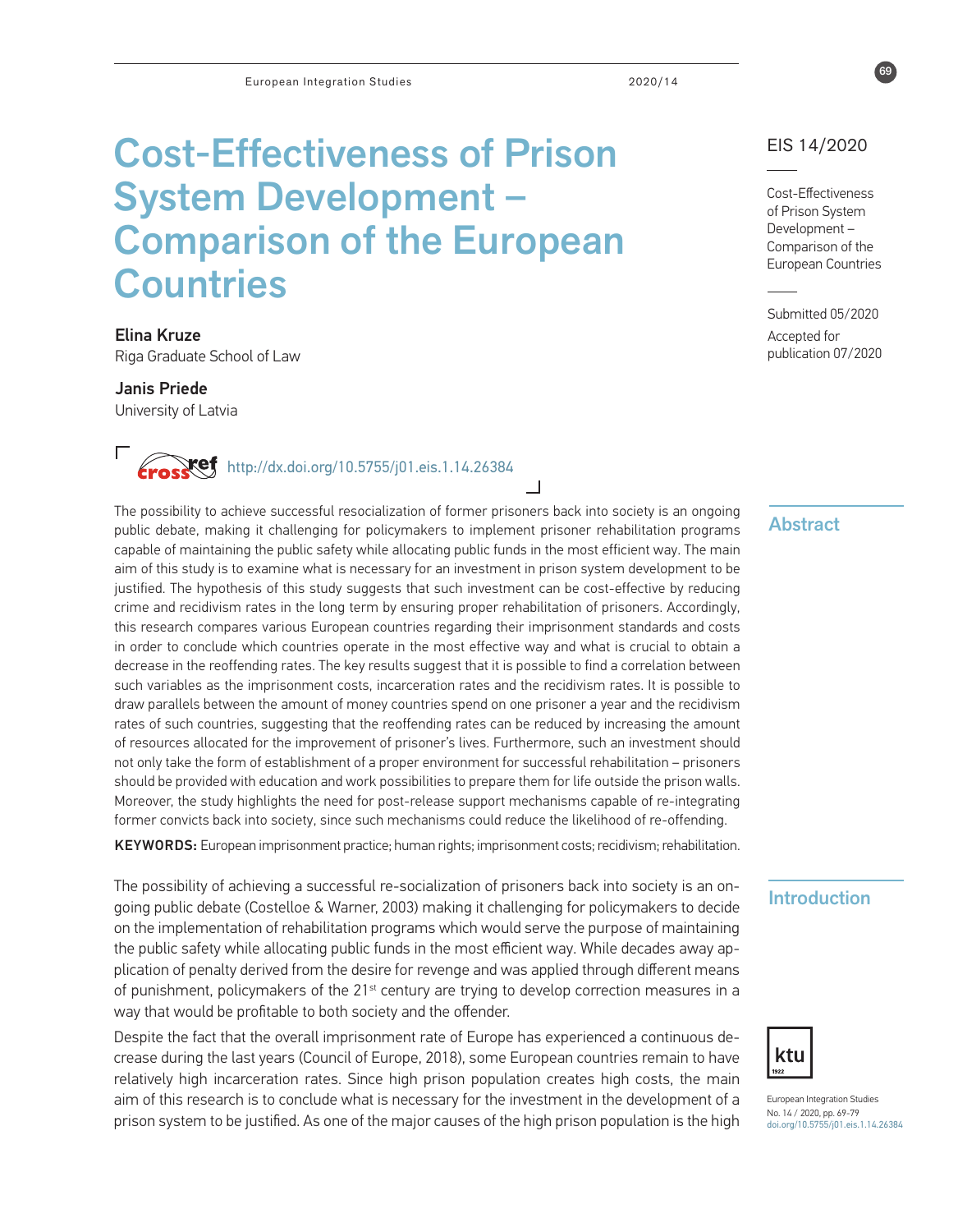# Cost-Effectiveness of Prison System Development – Comparison of the European Countries

EIS 14/2020

Cost-Effectiveness of Prison System Development – Comparison of the European Countries

Submitted 05/2020

Accepted for publication 07/2020

**Elina Kruze**
Riga Graduate School of Law

**Janis Priede**
University of Latvia

http://dx.doi.org/10.5755/j01.eis.1.14.26384

## Abstract

The possibility to achieve successful resocialization of former prisoners back into society is an ongoing public debate, making it challenging for policymakers to implement prisoner rehabilitation programs capable of maintaining the public safety while allocating public funds in the most efficient way. The main aim of this study is to examine what is necessary for an investment in prison system development to be justified. The hypothesis of this study suggests that such investment can be cost-effective by reducing crime and recidivism rates in the long term by ensuring proper rehabilitation of prisoners. Accordingly, this research compares various European countries regarding their imprisonment standards and costs in order to conclude which countries operate in the most effective way and what is crucial to obtain a decrease in the reoffending rates. The key results suggest that it is possible to find a correlation between such variables as the imprisonment costs, incarceration rates and the recidivism rates. It is possible to draw parallels between the amount of money countries spend on one prisoner a year and the recidivism rates of such countries, suggesting that the reoffending rates can be reduced by increasing the amount of resources allocated for the improvement of prisoner's lives. Furthermore, such an investment should not only take the form of establishment of a proper environment for successful rehabilitation – prisoners should be provided with education and work possibilities to prepare them for life outside the prison walls. Moreover, the study highlights the need for post-release support mechanisms capable of re-integrating former convicts back into society, since such mechanisms could reduce the likelihood of re-offending.

**KEYWORDS:** European imprisonment practice; human rights; imprisonment costs; recidivism; rehabilitation.

## Introduction

The possibility of achieving a successful re-socialization of prisoners back into society is an ongoing public debate (Costelloe & Warner, 2003) making it challenging for policymakers to decide on the implementation of rehabilitation programs which would serve the purpose of maintaining the public safety while allocating public funds in the most efficient way. While decades away application of penalty derived from the desire for revenge and was applied through different means of punishment, policymakers of the 21st century are trying to develop correction measures in a way that would be profitable to both society and the offender.

Despite the fact that the overall imprisonment rate of Europe has experienced a continuous decrease during the last years (Council of Europe, 2018), some European countries remain to have relatively high incarceration rates. Since high prison population creates high costs, the main aim of this research is to conclude what is necessary for the investment in the development of a prison system to be justified. As one of the major causes of the high prison population is the high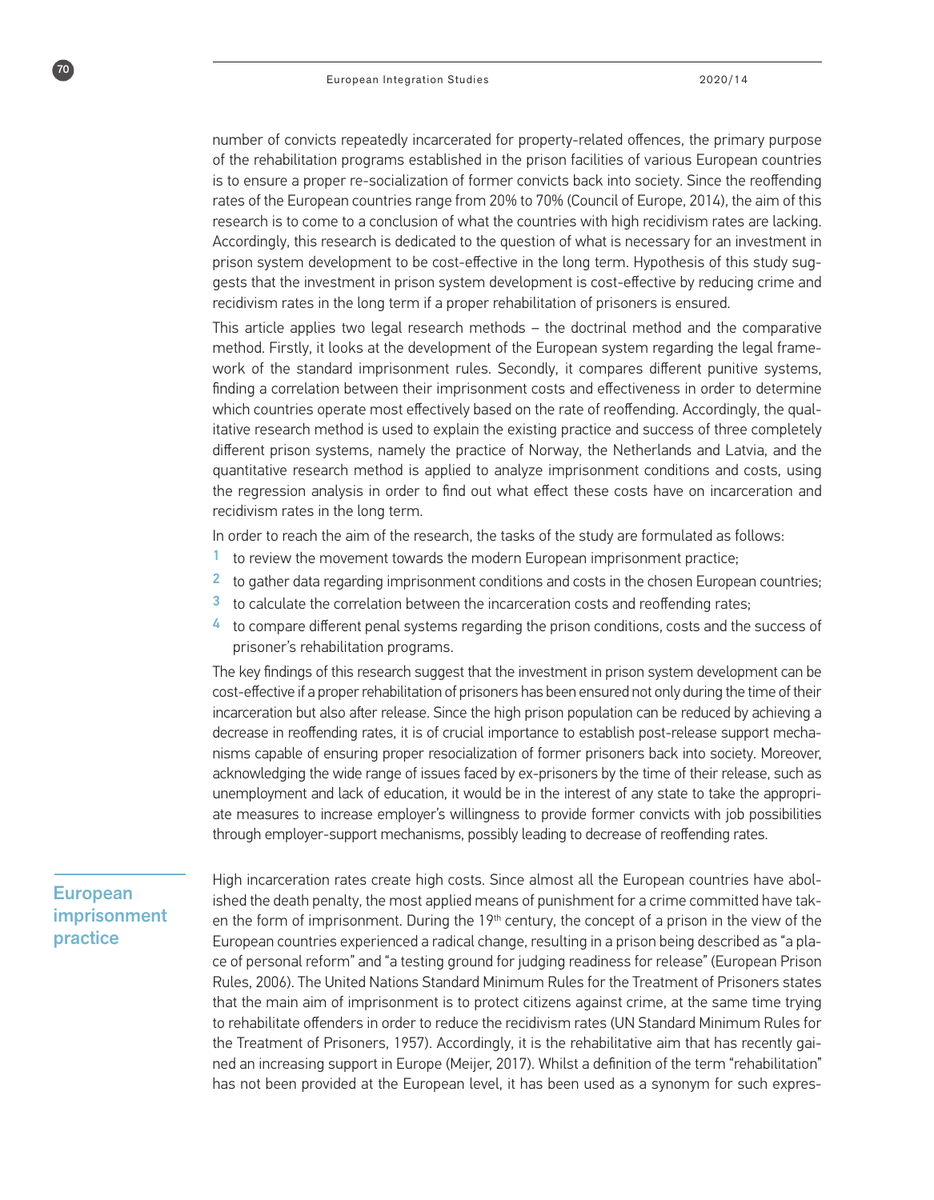number of convicts repeatedly incarcerated for property-related offences, the primary purpose of the rehabilitation programs established in the prison facilities of various European countries is to ensure a proper re-socialization of former convicts back into society. Since the reoffending rates of the European countries range from 20% to 70% (Council of Europe, 2014), the aim of this research is to come to a conclusion of what the countries with high recidivism rates are lacking. Accordingly, this research is dedicated to the question of what is necessary for an investment in prison system development to be cost-effective in the long term. Hypothesis of this study suggests that the investment in prison system development is cost-effective by reducing crime and recidivism rates in the long term if a proper rehabilitation of prisoners is ensured.

This article applies two legal research methods – the doctrinal method and the comparative method. Firstly, it looks at the development of the European system regarding the legal framework of the standard imprisonment rules. Secondly, it compares different punitive systems, finding a correlation between their imprisonment costs and effectiveness in order to determine which countries operate most effectively based on the rate of reoffending. Accordingly, the qualitative research method is used to explain the existing practice and success of three completely different prison systems, namely the practice of Norway, the Netherlands and Latvia, and the quantitative research method is applied to analyze imprisonment conditions and costs, using the regression analysis in order to find out what effect these costs have on incarceration and recidivism rates in the long term.

In order to reach the aim of the research, the tasks of the study are formulated as follows:

1. to review the movement towards the modern European imprisonment practice;
2. to gather data regarding imprisonment conditions and costs in the chosen European countries;
3. to calculate the correlation between the incarceration costs and reoffending rates;
4. to compare different penal systems regarding the prison conditions, costs and the success of prisoner's rehabilitation programs.

The key findings of this research suggest that the investment in prison system development can be cost-effective if a proper rehabilitation of prisoners has been ensured not only during the time of their incarceration but also after release. Since the high prison population can be reduced by achieving a decrease in reoffending rates, it is of crucial importance to establish post-release support mechanisms capable of ensuring proper resocialization of former prisoners back into society. Moreover, acknowledging the wide range of issues faced by ex-prisoners by the time of their release, such as unemployment and lack of education, it would be in the interest of any state to take the appropriate measures to increase employer's willingness to provide former convicts with job possibilities through employer-support mechanisms, possibly leading to decrease of reoffending rates.

## European imprisonment practice

High incarceration rates create high costs. Since almost all the European countries have abolished the death penalty, the most applied means of punishment for a crime committed have taken the form of imprisonment. During the 19th century, the concept of a prison in the view of the European countries experienced a radical change, resulting in a prison being described as "a place of personal reform" and "a testing ground for judging readiness for release" (European Prison Rules, 2006). The United Nations Standard Minimum Rules for the Treatment of Prisoners states that the main aim of imprisonment is to protect citizens against crime, at the same time trying to rehabilitate offenders in order to reduce the recidivism rates (UN Standard Minimum Rules for the Treatment of Prisoners, 1957). Accordingly, it is the rehabilitative aim that has recently gained an increasing support in Europe (Meijer, 2017). Whilst a definition of the term "rehabilitation" has not been provided at the European level, it has been used as a synonym for such expres-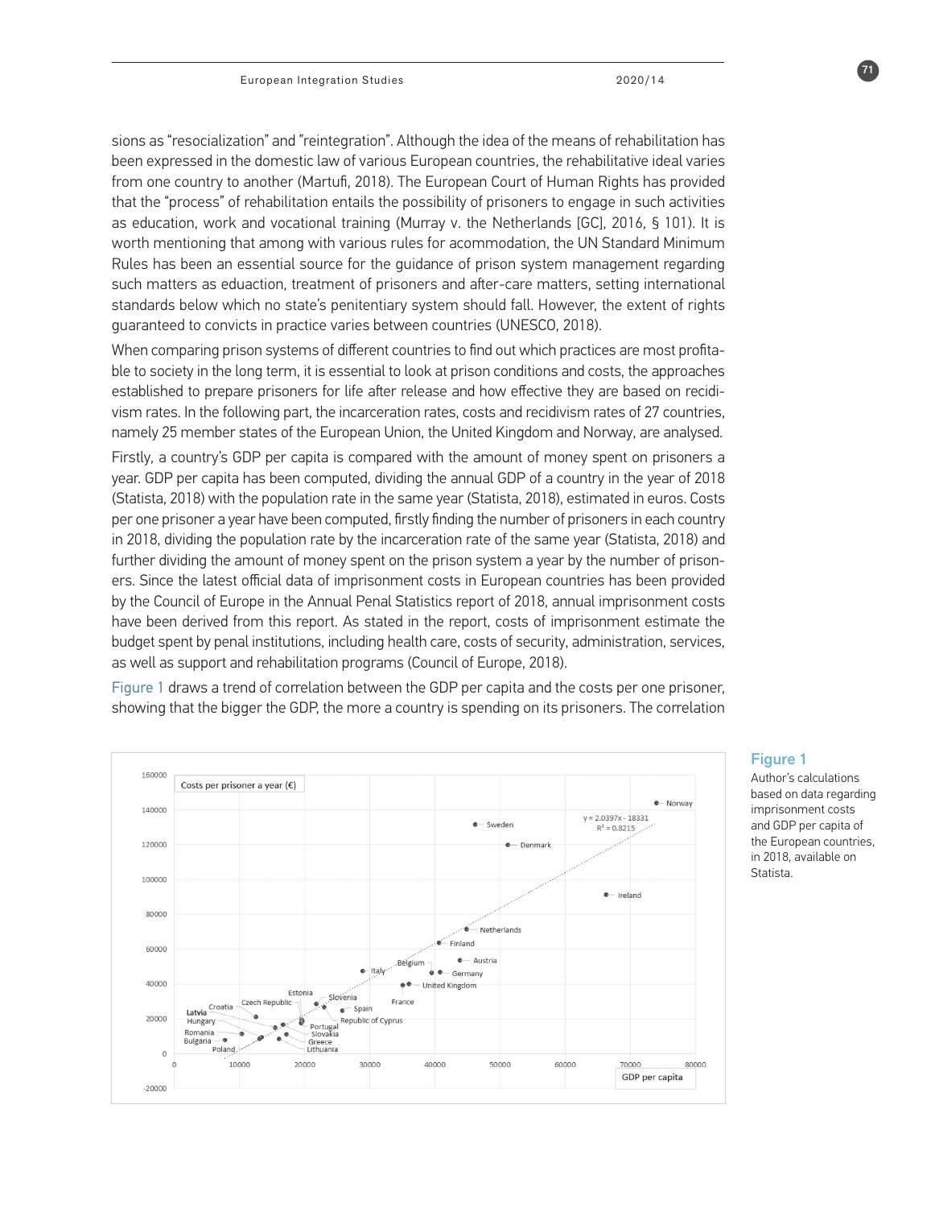sions as "resocialization" and "reintegration". Although the idea of the means of rehabilitation has been expressed in the domestic law of various European countries, the rehabilitative ideal varies from one country to another (Martufi, 2018). The European Court of Human Rights has provided that the "process" of rehabilitation entails the possibility of prisoners to engage in such activities as education, work and vocational training (Murray v. the Netherlands [GC], 2016, § 101). It is worth mentioning that among with various rules for acommodation, the UN Standard Minimum Rules has been an essential source for the guidance of prison system management regarding such matters as eduaction, treatment of prisoners and after-care matters, setting international standards below which no state's penitentiary system should fall. However, the extent of rights guaranteed to convicts in practice varies between countries (UNESCO, 2018).

When comparing prison systems of different countries to find out which practices are most profitable to society in the long term, it is essential to look at prison conditions and costs, the approaches established to prepare prisoners for life after release and how effective they are based on recidivism rates. In the following part, the incarceration rates, costs and recidivism rates of 27 countries, namely 25 member states of the European Union, the United Kingdom and Norway, are analysed.

Firstly, a country's GDP per capita is compared with the amount of money spent on prisoners a year. GDP per capita has been computed, dividing the annual GDP of a country in the year of 2018 (Statista, 2018) with the population rate in the same year (Statista, 2018), estimated in euros. Costs per one prisoner a year have been computed, firstly finding the number of prisoners in each country in 2018, dividing the population rate by the incarceration rate of the same year (Statista, 2018) and further dividing the amount of money spent on the prison system a year by the number of prisoners. Since the latest official data of imprisonment costs in European countries has been provided by the Council of Europe in the Annual Penal Statistics report of 2018, annual imprisonment costs have been derived from this report. As stated in the report, costs of imprisonment estimate the budget spent by penal institutions, including health care, costs of security, administration, services, as well as support and rehabilitation programs (Council of Europe, 2018).

Figure 1 draws a trend of correlation between the GDP per capita and the costs per one prisoner, showing that the bigger the GDP, the more a country is spending on its prisoners. The correlation

**Figure 1**
Author's calculations based on data regarding imprisonment costs and GDP per capita of the European countries, in 2018, available on Statista.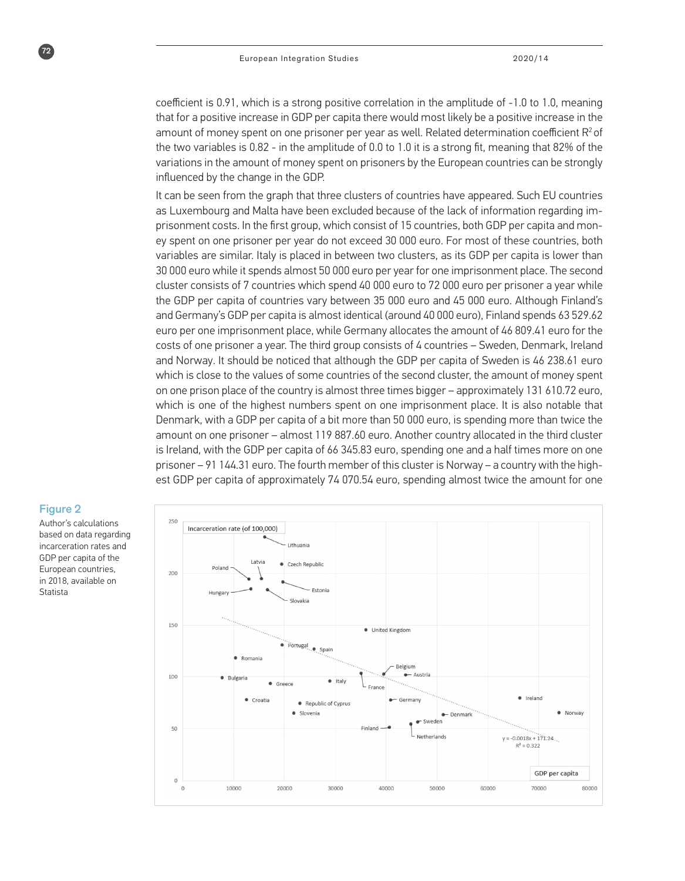coefficient is 0.91, which is a strong positive correlation in the amplitude of -1.0 to 1.0, meaning that for a positive increase in GDP per capita there would most likely be a positive increase in the amount of money spent on one prisoner per year as well. Related determination coefficient $R^2$ of the two variables is 0.82 - in the amplitude of 0.0 to 1.0 it is a strong fit, meaning that 82% of the variations in the amount of money spent on prisoners by the European countries can be strongly influenced by the change in the GDP.

It can be seen from the graph that three clusters of countries have appeared. Such EU countries as Luxembourg and Malta have been excluded because of the lack of information regarding imprisonment costs. In the first group, which consist of 15 countries, both GDP per capita and money spent on one prisoner per year do not exceed 30 000 euro. For most of these countries, both variables are similar. Italy is placed in between two clusters, as its GDP per capita is lower than 30 000 euro while it spends almost 50 000 euro per year for one imprisonment place. The second cluster consists of 7 countries which spend 40 000 euro to 72 000 euro per prisoner a year while the GDP per capita of countries vary between 35 000 euro and 45 000 euro. Although Finland's and Germany's GDP per capita is almost identical (around 40 000 euro), Finland spends 63 529.62 euro per one imprisonment place, while Germany allocates the amount of 46 809.41 euro for the costs of one prisoner a year. The third group consists of 4 countries – Sweden, Denmark, Ireland and Norway. It should be noticed that although the GDP per capita of Sweden is 46 238.61 euro which is close to the values of some countries of the second cluster, the amount of money spent on one prison place of the country is almost three times bigger – approximately 131 610.72 euro, which is one of the highest numbers spent on one imprisonment place. It is also notable that Denmark, with a GDP per capita of a bit more than 50 000 euro, is spending more than twice the amount on one prisoner – almost 119 887.60 euro. Another country allocated in the third cluster is Ireland, with the GDP per capita of 66 345.83 euro, spending one and a half times more on one prisoner – 91 144.31 euro. The fourth member of this cluster is Norway – a country with the highest GDP per capita of approximately 74 070.54 euro, spending almost twice the amount for one

**Figure 2**

Author's calculations based on data regarding incarceration rates and GDP per capita of the European countries, in 2018, available on Statista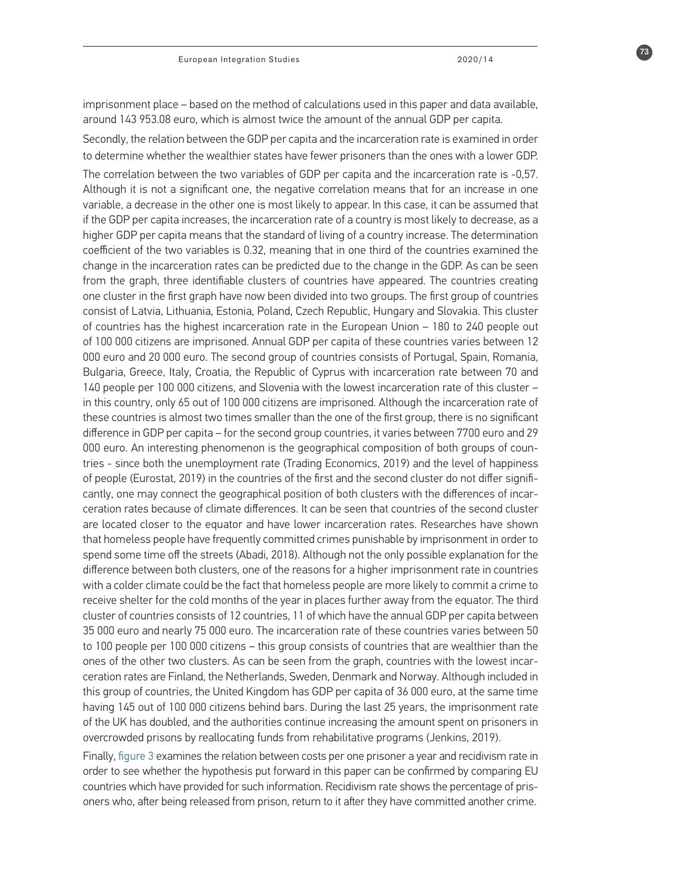imprisonment place – based on the method of calculations used in this paper and data available, around 143 953.08 euro, which is almost twice the amount of the annual GDP per capita.

Secondly, the relation between the GDP per capita and the incarceration rate is examined in order to determine whether the wealthier states have fewer prisoners than the ones with a lower GDP.

The correlation between the two variables of GDP per capita and the incarceration rate is -0,57. Although it is not a significant one, the negative correlation means that for an increase in one variable, a decrease in the other one is most likely to appear. In this case, it can be assumed that if the GDP per capita increases, the incarceration rate of a country is most likely to decrease, as a higher GDP per capita means that the standard of living of a country increase. The determination coefficient of the two variables is 0.32, meaning that in one third of the countries examined the change in the incarceration rates can be predicted due to the change in the GDP. As can be seen from the graph, three identifiable clusters of countries have appeared. The countries creating one cluster in the first graph have now been divided into two groups. The first group of countries consist of Latvia, Lithuania, Estonia, Poland, Czech Republic, Hungary and Slovakia. This cluster of countries has the highest incarceration rate in the European Union – 180 to 240 people out of 100 000 citizens are imprisoned. Annual GDP per capita of these countries varies between 12 000 euro and 20 000 euro. The second group of countries consists of Portugal, Spain, Romania, Bulgaria, Greece, Italy, Croatia, the Republic of Cyprus with incarceration rate between 70 and 140 people per 100 000 citizens, and Slovenia with the lowest incarceration rate of this cluster – in this country, only 65 out of 100 000 citizens are imprisoned. Although the incarceration rate of these countries is almost two times smaller than the one of the first group, there is no significant difference in GDP per capita – for the second group countries, it varies between 7700 euro and 29 000 euro. An interesting phenomenon is the geographical composition of both groups of countries - since both the unemployment rate (Trading Economics, 2019) and the level of happiness of people (Eurostat, 2019) in the countries of the first and the second cluster do not differ significantly, one may connect the geographical position of both clusters with the differences of incarceration rates because of climate differences. It can be seen that countries of the second cluster are located closer to the equator and have lower incarceration rates. Researches have shown that homeless people have frequently committed crimes punishable by imprisonment in order to spend some time off the streets (Abadi, 2018). Although not the only possible explanation for the difference between both clusters, one of the reasons for a higher imprisonment rate in countries with a colder climate could be the fact that homeless people are more likely to commit a crime to receive shelter for the cold months of the year in places further away from the equator. The third cluster of countries consists of 12 countries, 11 of which have the annual GDP per capita between 35 000 euro and nearly 75 000 euro. The incarceration rate of these countries varies between 50 to 100 people per 100 000 citizens – this group consists of countries that are wealthier than the ones of the other two clusters. As can be seen from the graph, countries with the lowest incarceration rates are Finland, the Netherlands, Sweden, Denmark and Norway. Although included in this group of countries, the United Kingdom has GDP per capita of 36 000 euro, at the same time having 145 out of 100 000 citizens behind bars. During the last 25 years, the imprisonment rate of the UK has doubled, and the authorities continue increasing the amount spent on prisoners in overcrowded prisons by reallocating funds from rehabilitative programs (Jenkins, 2019).

Finally, figure 3 examines the relation between costs per one prisoner a year and recidivism rate in order to see whether the hypothesis put forward in this paper can be confirmed by comparing EU countries which have provided for such information. Recidivism rate shows the percentage of prisoners who, after being released from prison, return to it after they have committed another crime.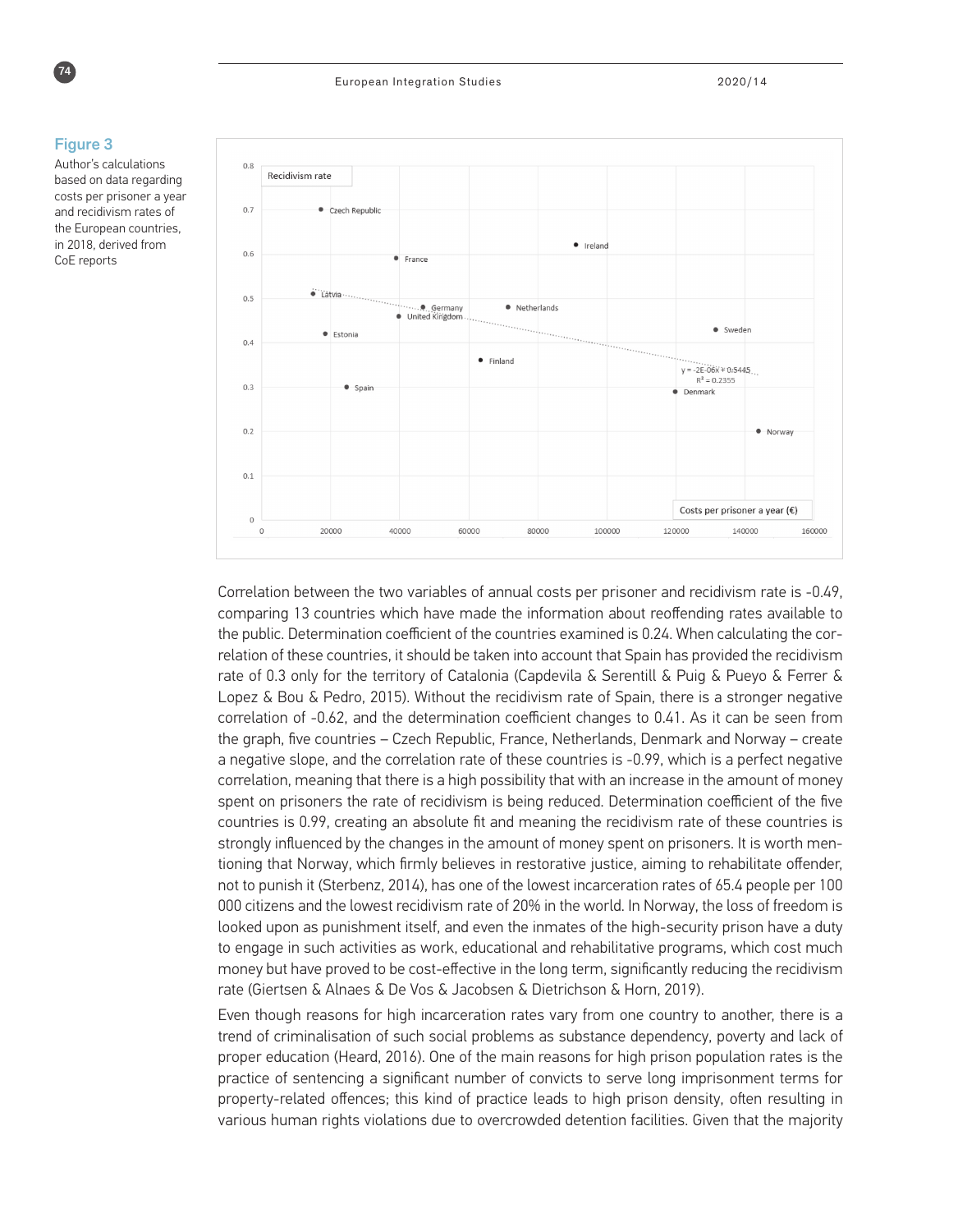**Figure 3**

Author's calculations based on data regarding costs per prisoner a year and recidivism rates of the European countries, in 2018, derived from CoE reports

Correlation between the two variables of annual costs per prisoner and recidivism rate is -0.49, comparing 13 countries which have made the information about reoffending rates available to the public. Determination coefficient of the countries examined is 0.24. When calculating the correlation of these countries, it should be taken into account that Spain has provided the recidivism rate of 0.3 only for the territory of Catalonia (Capdevila & Serentill & Puig & Pueyo & Ferrer & Lopez & Bou & Pedro, 2015). Without the recidivism rate of Spain, there is a stronger negative correlation of -0.62, and the determination coefficient changes to 0.41. As it can be seen from the graph, five countries – Czech Republic, France, Netherlands, Denmark and Norway – create a negative slope, and the correlation rate of these countries is -0.99, which is a perfect negative correlation, meaning that there is a high possibility that with an increase in the amount of money spent on prisoners the rate of recidivism is being reduced. Determination coefficient of the five countries is 0.99, creating an absolute fit and meaning the recidivism rate of these countries is strongly influenced by the changes in the amount of money spent on prisoners. It is worth mentioning that Norway, which firmly believes in restorative justice, aiming to rehabilitate offender, not to punish it (Sterbenz, 2014), has one of the lowest incarceration rates of 65.4 people per 100 000 citizens and the lowest recidivism rate of 20% in the world. In Norway, the loss of freedom is looked upon as punishment itself, and even the inmates of the high-security prison have a duty to engage in such activities as work, educational and rehabilitative programs, which cost much money but have proved to be cost-effective in the long term, significantly reducing the recidivism rate (Giertsen & Alnaes & De Vos & Jacobsen & Dietrichson & Horn, 2019).

Even though reasons for high incarceration rates vary from one country to another, there is a trend of criminalisation of such social problems as substance dependency, poverty and lack of proper education (Heard, 2016). One of the main reasons for high prison population rates is the practice of sentencing a significant number of convicts to serve long imprisonment terms for property-related offences; this kind of practice leads to high prison density, often resulting in various human rights violations due to overcrowded detention facilities. Given that the majority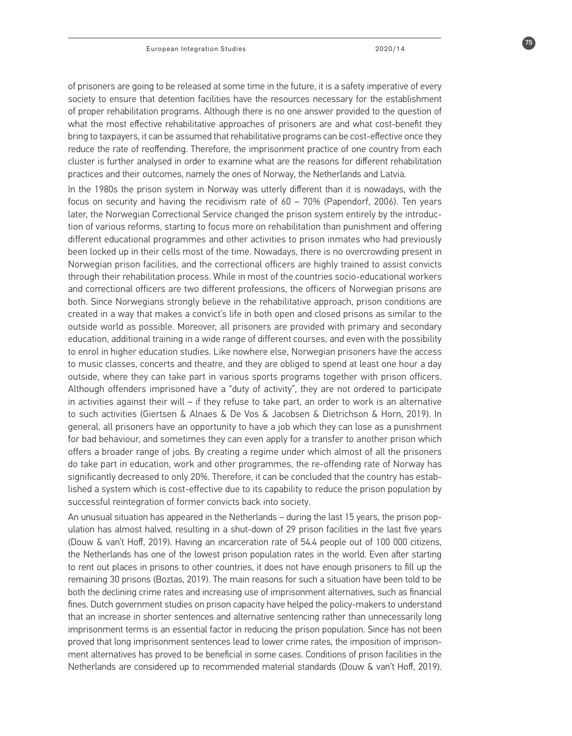of prisoners are going to be released at some time in the future, it is a safety imperative of every society to ensure that detention facilities have the resources necessary for the establishment of proper rehabilitation programs. Although there is no one answer provided to the question of what the most effective rehabilitative approaches of prisoners are and what cost-benefit they bring to taxpayers, it can be assumed that rehabilitative programs can be cost-effective once they reduce the rate of reoffending. Therefore, the imprisonment practice of one country from each cluster is further analysed in order to examine what are the reasons for different rehabilitation practices and their outcomes, namely the ones of Norway, the Netherlands and Latvia.

In the 1980s the prison system in Norway was utterly different than it is nowadays, with the focus on security and having the recidivism rate of 60 – 70% (Papendorf, 2006). Ten years later, the Norwegian Correctional Service changed the prison system entirely by the introduction of various reforms, starting to focus more on rehabilitation than punishment and offering different educational programmes and other activities to prison inmates who had previously been locked up in their cells most of the time. Nowadays, there is no overcrowding present in Norwegian prison facilities, and the correctional officers are highly trained to assist convicts through their rehabilitation process. While in most of the countries socio-educational workers and correctional officers are two different professions, the officers of Norwegian prisons are both. Since Norwegians strongly believe in the rehabilitative approach, prison conditions are created in a way that makes a convict's life in both open and closed prisons as similar to the outside world as possible. Moreover, all prisoners are provided with primary and secondary education, additional training in a wide range of different courses, and even with the possibility to enrol in higher education studies. Like nowhere else, Norwegian prisoners have the access to music classes, concerts and theatre, and they are obliged to spend at least one hour a day outside, where they can take part in various sports programs together with prison officers. Although offenders imprisoned have a "duty of activity", they are not ordered to participate in activities against their will – if they refuse to take part, an order to work is an alternative to such activities (Giertsen & Alnaes & De Vos & Jacobsen & Dietrichson & Horn, 2019). In general, all prisoners have an opportunity to have a job which they can lose as a punishment for bad behaviour, and sometimes they can even apply for a transfer to another prison which offers a broader range of jobs. By creating a regime under which almost of all the prisoners do take part in education, work and other programmes, the re-offending rate of Norway has significantly decreased to only 20%. Therefore, it can be concluded that the country has established a system which is cost-effective due to its capability to reduce the prison population by successful reintegration of former convicts back into society.

An unusual situation has appeared in the Netherlands – during the last 15 years, the prison population has almost halved, resulting in a shut-down of 29 prison facilities in the last five years (Douw & van't Hoff, 2019). Having an incarceration rate of 54.4 people out of 100 000 citizens, the Netherlands has one of the lowest prison population rates in the world. Even after starting to rent out places in prisons to other countries, it does not have enough prisoners to fill up the remaining 30 prisons (Boztas, 2019). The main reasons for such a situation have been told to be both the declining crime rates and increasing use of imprisonment alternatives, such as financial fines. Dutch government studies on prison capacity have helped the policy-makers to understand that an increase in shorter sentences and alternative sentencing rather than unnecessarily long imprisonment terms is an essential factor in reducing the prison population. Since has not been proved that long imprisonment sentences lead to lower crime rates, the imposition of imprisonment alternatives has proved to be beneficial in some cases. Conditions of prison facilities in the Netherlands are considered up to recommended material standards (Douw & van't Hoff, 2019).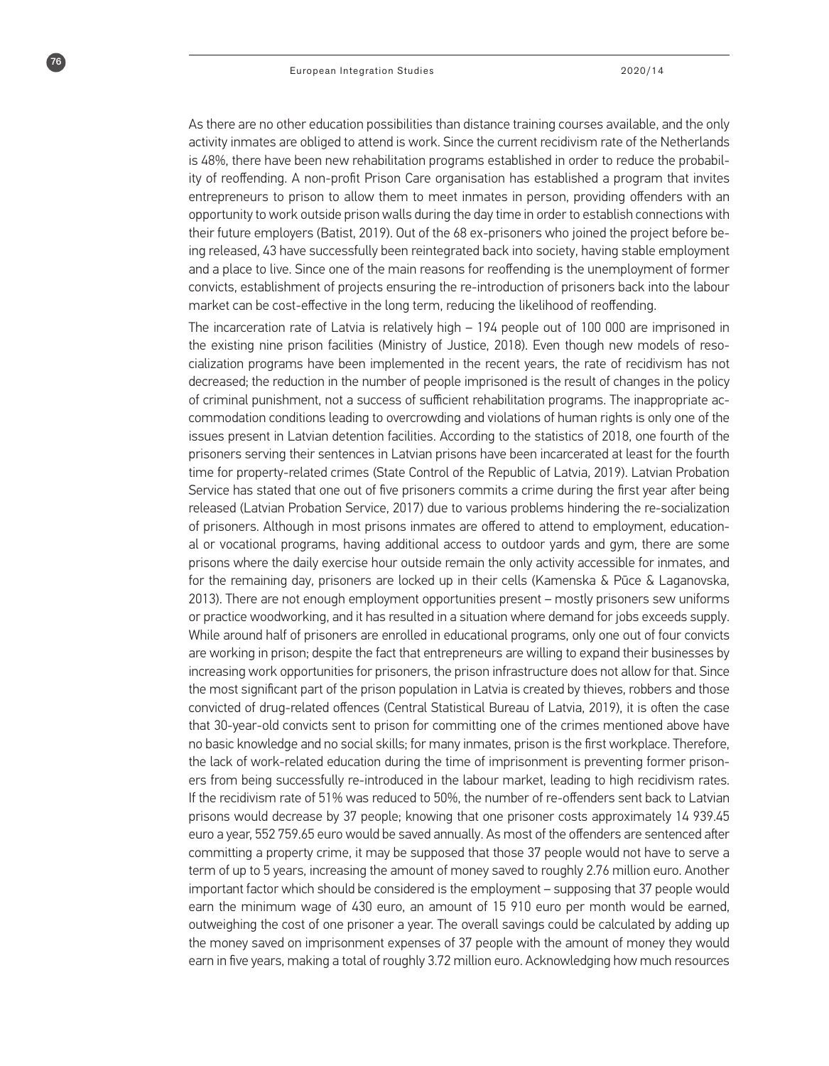As there are no other education possibilities than distance training courses available, and the only activity inmates are obliged to attend is work. Since the current recidivism rate of the Netherlands is 48%, there have been new rehabilitation programs established in order to reduce the probability of reoffending. A non-profit Prison Care organisation has established a program that invites entrepreneurs to prison to allow them to meet inmates in person, providing offenders with an opportunity to work outside prison walls during the day time in order to establish connections with their future employers (Batist, 2019). Out of the 68 ex-prisoners who joined the project before being released, 43 have successfully been reintegrated back into society, having stable employment and a place to live. Since one of the main reasons for reoffending is the unemployment of former convicts, establishment of projects ensuring the re-introduction of prisoners back into the labour market can be cost-effective in the long term, reducing the likelihood of reoffending.

The incarceration rate of Latvia is relatively high – 194 people out of 100 000 are imprisoned in the existing nine prison facilities (Ministry of Justice, 2018). Even though new models of resocialization programs have been implemented in the recent years, the rate of recidivism has not decreased; the reduction in the number of people imprisoned is the result of changes in the policy of criminal punishment, not a success of sufficient rehabilitation programs. The inappropriate accommodation conditions leading to overcrowding and violations of human rights is only one of the issues present in Latvian detention facilities. According to the statistics of 2018, one fourth of the prisoners serving their sentences in Latvian prisons have been incarcerated at least for the fourth time for property-related crimes (State Control of the Republic of Latvia, 2019). Latvian Probation Service has stated that one out of five prisoners commits a crime during the first year after being released (Latvian Probation Service, 2017) due to various problems hindering the re-socialization of prisoners. Although in most prisons inmates are offered to attend to employment, educational or vocational programs, having additional access to outdoor yards and gym, there are some prisons where the daily exercise hour outside remain the only activity accessible for inmates, and for the remaining day, prisoners are locked up in their cells (Kamenska & Pūce & Laganovska, 2013). There are not enough employment opportunities present – mostly prisoners sew uniforms or practice woodworking, and it has resulted in a situation where demand for jobs exceeds supply. While around half of prisoners are enrolled in educational programs, only one out of four convicts are working in prison; despite the fact that entrepreneurs are willing to expand their businesses by increasing work opportunities for prisoners, the prison infrastructure does not allow for that. Since the most significant part of the prison population in Latvia is created by thieves, robbers and those convicted of drug-related offences (Central Statistical Bureau of Latvia, 2019), it is often the case that 30-year-old convicts sent to prison for committing one of the crimes mentioned above have no basic knowledge and no social skills; for many inmates, prison is the first workplace. Therefore, the lack of work-related education during the time of imprisonment is preventing former prisoners from being successfully re-introduced in the labour market, leading to high recidivism rates. If the recidivism rate of 51% was reduced to 50%, the number of re-offenders sent back to Latvian prisons would decrease by 37 people; knowing that one prisoner costs approximately 14 939.45 euro a year, 552 759.65 euro would be saved annually. As most of the offenders are sentenced after committing a property crime, it may be supposed that those 37 people would not have to serve a term of up to 5 years, increasing the amount of money saved to roughly 2.76 million euro. Another important factor which should be considered is the employment – supposing that 37 people would earn the minimum wage of 430 euro, an amount of 15 910 euro per month would be earned, outweighing the cost of one prisoner a year. The overall savings could be calculated by adding up the money saved on imprisonment expenses of 37 people with the amount of money they would earn in five years, making a total of roughly 3.72 million euro. Acknowledging how much resources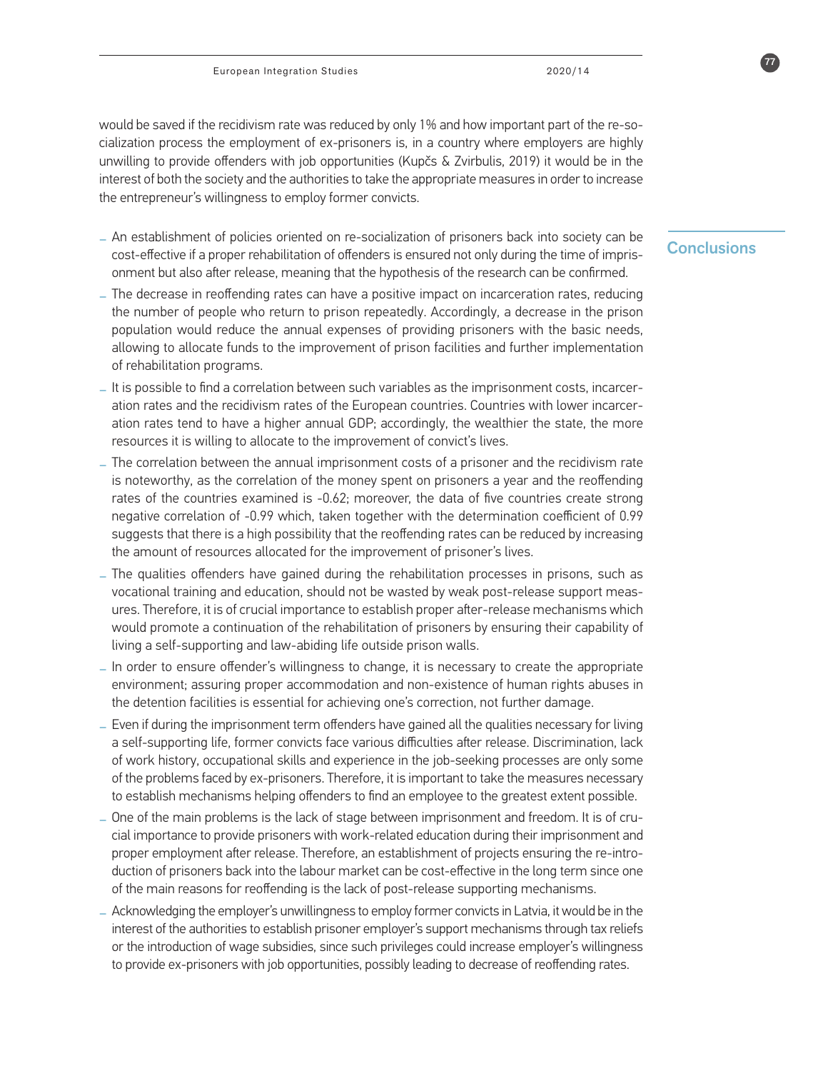would be saved if the recidivism rate was reduced by only 1% and how important part of the re-socialization process the employment of ex-prisoners is, in a country where employers are highly unwilling to provide offenders with job opportunities (Kupčs & Zvirbulis, 2019) it would be in the interest of both the society and the authorities to take the appropriate measures in order to increase the entrepreneur's willingness to employ former convicts.

## Conclusions

- An establishment of policies oriented on re-socialization of prisoners back into society can be cost-effective if a proper rehabilitation of offenders is ensured not only during the time of imprisonment but also after release, meaning that the hypothesis of the research can be confirmed.
- The decrease in reoffending rates can have a positive impact on incarceration rates, reducing the number of people who return to prison repeatedly. Accordingly, a decrease in the prison population would reduce the annual expenses of providing prisoners with the basic needs, allowing to allocate funds to the improvement of prison facilities and further implementation of rehabilitation programs.
- It is possible to find a correlation between such variables as the imprisonment costs, incarceration rates and the recidivism rates of the European countries. Countries with lower incarceration rates tend to have a higher annual GDP; accordingly, the wealthier the state, the more resources it is willing to allocate to the improvement of convict's lives.
- The correlation between the annual imprisonment costs of a prisoner and the recidivism rate is noteworthy, as the correlation of the money spent on prisoners a year and the reoffending rates of the countries examined is -0.62; moreover, the data of five countries create strong negative correlation of -0.99 which, taken together with the determination coefficient of 0.99 suggests that there is a high possibility that the reoffending rates can be reduced by increasing the amount of resources allocated for the improvement of prisoner's lives.
- The qualities offenders have gained during the rehabilitation processes in prisons, such as vocational training and education, should not be wasted by weak post-release support measures. Therefore, it is of crucial importance to establish proper after-release mechanisms which would promote a continuation of the rehabilitation of prisoners by ensuring their capability of living a self-supporting and law-abiding life outside prison walls.
- In order to ensure offender's willingness to change, it is necessary to create the appropriate environment; assuring proper accommodation and non-existence of human rights abuses in the detention facilities is essential for achieving one's correction, not further damage.
- Even if during the imprisonment term offenders have gained all the qualities necessary for living a self-supporting life, former convicts face various difficulties after release. Discrimination, lack of work history, occupational skills and experience in the job-seeking processes are only some of the problems faced by ex-prisoners. Therefore, it is important to take the measures necessary to establish mechanisms helping offenders to find an employee to the greatest extent possible.
- One of the main problems is the lack of stage between imprisonment and freedom. It is of crucial importance to provide prisoners with work-related education during their imprisonment and proper employment after release. Therefore, an establishment of projects ensuring the re-introduction of prisoners back into the labour market can be cost-effective in the long term since one of the main reasons for reoffending is the lack of post-release supporting mechanisms.
- Acknowledging the employer's unwillingness to employ former convicts in Latvia, it would be in the interest of the authorities to establish prisoner employer's support mechanisms through tax reliefs or the introduction of wage subsidies, since such privileges could increase employer's willingness to provide ex-prisoners with job opportunities, possibly leading to decrease of reoffending rates.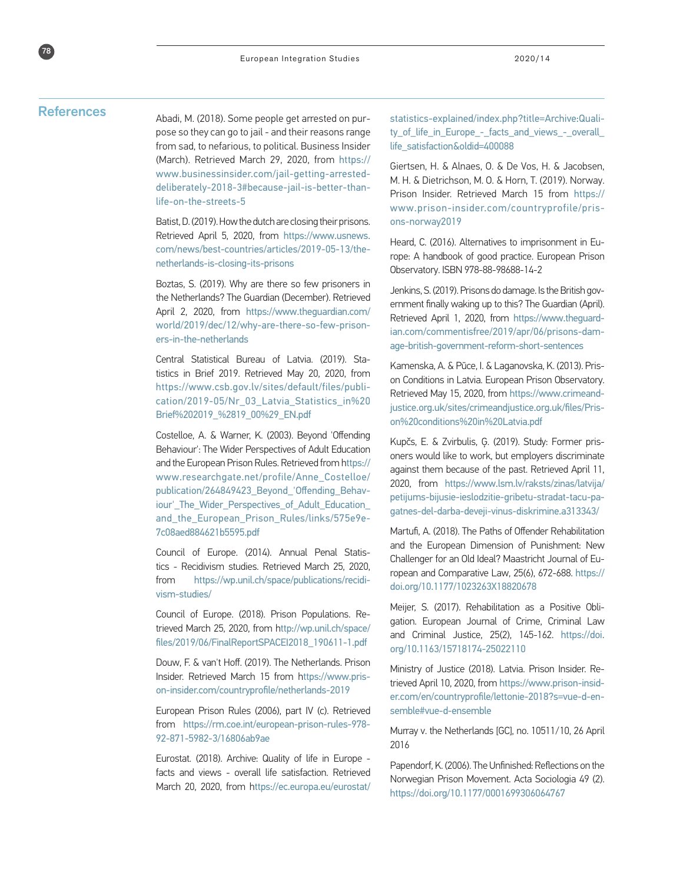## References

Abadi, M. (2018). Some people get arrested on purpose so they can go to jail - and their reasons range from sad, to nefarious, to political. Business Insider (March). Retrieved March 29, 2020, from https://www.businessinsider.com/jail-getting-arrested-deliberately-2018-3#because-jail-is-better-than-life-on-the-streets-5

Batist, D. (2019). How the dutch are closing their prisons. Retrieved April 5, 2020, from https://www.usnews.com/news/best-countries/articles/2019-05-13/the-netherlands-is-closing-its-prisons

Boztas, S. (2019). Why are there so few prisoners in the Netherlands? The Guardian (December). Retrieved April 2, 2020, from https://www.theguardian.com/world/2019/dec/12/why-are-there-so-few-prisoners-in-the-netherlands

Central Statistical Bureau of Latvia. (2019). Statistics in Brief 2019. Retrieved May 20, 2020, from https://www.csb.gov.lv/sites/default/files/publication/2019-05/Nr_03_Latvia_Statistics_in%20Brief%202019_%2819_00%29_EN.pdf

Costelloe, A. & Warner, K. (2003). Beyond 'Offending Behaviour': The Wider Perspectives of Adult Education and the European Prison Rules. Retrieved from https://www.researchgate.net/profile/Anne_Costelloe/publication/264849423_Beyond_'Offending_Behaviour'_The_Wider_Perspectives_of_Adult_Education_and_the_European_Prison_Rules/links/575e9e7c08aed884621b5595.pdf

Council of Europe. (2014). Annual Penal Statistics - Recidivism studies. Retrieved March 25, 2020, from https://wp.unil.ch/space/publications/recidivism-studies/

Council of Europe. (2018). Prison Populations. Retrieved March 25, 2020, from http://wp.unil.ch/space/files/2019/06/FinalReportSPACEI2018_190611-1.pdf

Douw, F. & van't Hoff. (2019). The Netherlands. Prison Insider. Retrieved March 15 from https://www.prison-insider.com/countryprofile/netherlands-2019

European Prison Rules (2006), part IV (c). Retrieved from https://rm.coe.int/european-prison-rules-978-92-871-5982-3/16806ab9ae

Eurostat. (2018). Archive: Quality of life in Europe - facts and views - overall life satisfaction. Retrieved March 20, 2020, from https://ec.europa.eu/eurostat/statistics-explained/index.php?title=Archive:Quality_of_life_in_Europe_-_facts_and_views_-_overall_life_satisfaction&oldid=400088

Giertsen, H. & Alnaes, O. & De Vos, H. & Jacobsen, M. H. & Dietrichson, M. O. & Horn, T. (2019). Norway. Prison Insider. Retrieved March 15 from https://www.prison-insider.com/countryprofile/prisons-norway2019

Heard, C. (2016). Alternatives to imprisonment in Europe: A handbook of good practice. European Prison Observatory. ISBN 978-88-98688-14-2

Jenkins, S. (2019). Prisons do damage. Is the British government finally waking up to this? The Guardian (April). Retrieved April 1, 2020, from https://www.theguardian.com/commentisfree/2019/apr/06/prisons-damage-british-government-reform-short-sentences

Kamenska, A. & Pūce, I. & Laganovska, K. (2013). Prison Conditions in Latvia. European Prison Observatory. Retrieved May 15, 2020, from https://www.crimeandjustice.org.uk/sites/crimeandjustice.org.uk/files/Prison%20conditions%20in%20Latvia.pdf

Kupčs, E. & Zvirbulis, Ģ. (2019). Study: Former prisoners would like to work, but employers discriminate against them because of the past. Retrieved April 11, 2020, from https://www.lsm.lv/raksts/zinas/latvija/petijums-bijusie-ieslodzitie-gribetu-stradat-tacu-pagatnes-del-darba-deveji-vinus-diskrimine.a313343/

Martufi, A. (2018). The Paths of Offender Rehabilitation and the European Dimension of Punishment: New Challenger for an Old Ideal? Maastricht Journal of European and Comparative Law, 25(6), 672-688. https://doi.org/10.1177/1023263X18820678

Meijer, S. (2017). Rehabilitation as a Positive Obligation. European Journal of Crime, Criminal Law and Criminal Justice, 25(2), 145-162. https://doi.org/10.1163/15718174-25022110

Ministry of Justice (2018). Latvia. Prison Insider. Retrieved April 10, 2020, from https://www.prison-insider.com/en/countryprofile/lettonie-2018?s=vue-d-ensemble#vue-d-ensemble

Murray v. the Netherlands [GC], no. 10511/10, 26 April 2016

Papendorf, K. (2006). The Unfinished: Reflections on the Norwegian Prison Movement. Acta Sociologia 49 (2). https://doi.org/10.1177/0001699306064767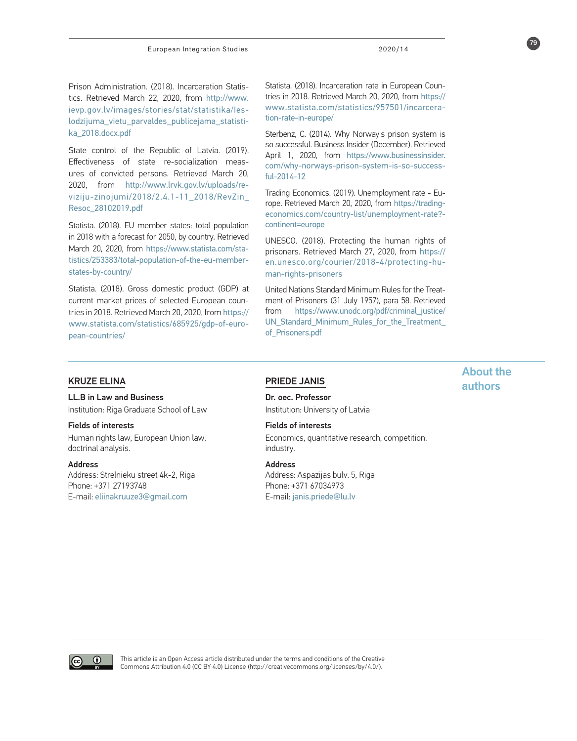Prison Administration. (2018). Incarceration Statistics. Retrieved March 22, 2020, from http://www.ievp.gov.lv/images/stories/stat/statistika/leslodzijuma_vietu_parvaldes_publicejama_statistika_2018.docx.pdf

State control of the Republic of Latvia. (2019). Effectiveness of state re-socialization measures of convicted persons. Retrieved March 20, 2020, from http://www.lrvk.gov.lv/uploads/reviziju-zinojumi/2018/2.4.1-11_2018/RevZin_Resoc_28102019.pdf

Statista. (2018). EU member states: total population in 2018 with a forecast for 2050, by country. Retrieved March 20, 2020, from https://www.statista.com/statistics/253383/total-population-of-the-eu-member-states-by-country/

Statista. (2018). Gross domestic product (GDP) at current market prices of selected European countries in 2018. Retrieved March 20, 2020, from https://www.statista.com/statistics/685925/gdp-of-european-countries/

Statista. (2018). Incarceration rate in European Countries in 2018. Retrieved March 20, 2020, from https://www.statista.com/statistics/957501/incarceration-rate-in-europe/

Sterbenz, C. (2014). Why Norway's prison system is so successful. Business Insider (December). Retrieved April 1, 2020, from https://www.businessinsider.com/why-norways-prison-system-is-so-successful-2014-12

Trading Economics. (2019). Unemployment rate - Europe. Retrieved March 20, 2020, from https://tradingeconomics.com/country-list/unemployment-rate?continent=europe

UNESCO. (2018). Protecting the human rights of prisoners. Retrieved March 27, 2020, from https://en.unesco.org/courier/2018-4/protecting-human-rights-prisoners

United Nations Standard Minimum Rules for the Treatment of Prisoners (31 July 1957), para 58. Retrieved from https://www.unodc.org/pdf/criminal_justice/UN_Standard_Minimum_Rules_for_the_Treatment_of_Prisoners.pdf

## About the authors

### KRUZE ELINA

**LL.B in Law and Business**

Institution: Riga Graduate School of Law

**Fields of interests**

Human rights law, European Union law, doctrinal analysis.

**Address**

Address: Strelnieku street 4k-2, Riga
Phone: +371 27193748
E-mail: eliinakruuze3@gmail.com

### PRIEDE JANIS

**Dr. oec. Professor**

Institution: University of Latvia

**Fields of interests**

Economics, quantitative research, competition, industry.

**Address**

Address: Aspazijas bulv. 5, Riga
Phone: +371 67034973
E-mail: janis.priede@lu.lv

This article is an Open Access article distributed under the terms and conditions of the Creative Commons Attribution 4.0 (CC BY 4.0) License (http://creativecommons.org/licenses/by/4.0/).